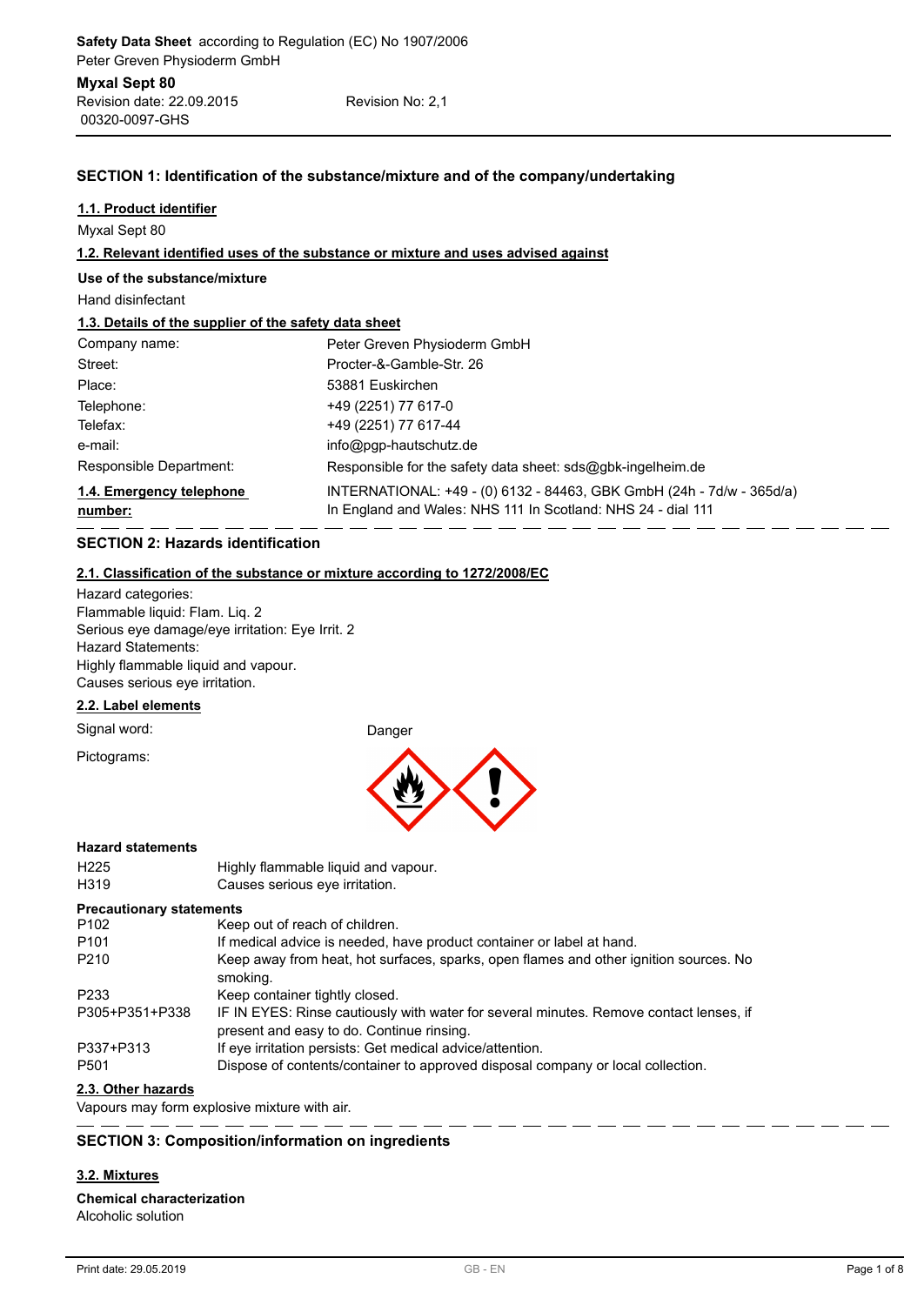**Safety Data Sheet** according to Regulation (EC) No 1907/2006

Peter Greven Physioderm GmbH

**Myxal Sept 80**

Revision date: 22.09.2015 Revision No: 2,1

00320-0097-GHS

## SECTION 1: Identification of the substance/mixture and of the company/undertaking

### 1.1. Product identifier

Myxal Sept 80

### 1.2. Relevant identified uses of the substance or mixture and uses advised against

**Use of the substance/mixture**

Hand disinfectant

### 1.3. Details of the supplier of the safety data sheet

| | |
|---|---|
| Company name: | Peter Greven Physioderm GmbH |
| Street: | Procter-&-Gamble-Str. 26 |
| Place: | 53881 Euskirchen |
| Telephone: | +49 (2251) 77 617-0 |
| Telefax: | +49 (2251) 77 617-44 |
| e-mail: | info@pgp-hautschutz.de |
| Responsible Department: | Responsible for the safety data sheet: sds@gbk-ingelheim.de |

### 1.4. Emergency telephone number:

INTERNATIONAL: +49 - (0) 6132 - 84463, GBK GmbH (24h - 7d/w - 365d/a)
In England and Wales: NHS 111 In Scotland: NHS 24 - dial 111

## SECTION 2: Hazards identification

### 2.1. Classification of the substance or mixture according to 1272/2008/EC

Hazard categories:
Flammable liquid: Flam. Liq. 2
Serious eye damage/eye irritation: Eye Irrit. 2
Hazard Statements:
Highly flammable liquid and vapour.
Causes serious eye irritation.

### 2.2. Label elements

Signal word: Danger

Pictograms:

**Hazard statements**

| | |
|---|---|
| H225 | Highly flammable liquid and vapour. |
| H319 | Causes serious eye irritation. |

**Precautionary statements**

| | |
|---|---|
| P102 | Keep out of reach of children. |
| P101 | If medical advice is needed, have product container or label at hand. |
| P210 | Keep away from heat, hot surfaces, sparks, open flames and other ignition sources. No smoking. |
| P233 | Keep container tightly closed. |
| P305+P351+P338 | IF IN EYES: Rinse cautiously with water for several minutes. Remove contact lenses, if present and easy to do. Continue rinsing. |
| P337+P313 | If eye irritation persists: Get medical advice/attention. |
| P501 | Dispose of contents/container to approved disposal company or local collection. |

### 2.3. Other hazards

Vapours may form explosive mixture with air.

## SECTION 3: Composition/information on ingredients

### 3.2. Mixtures

**Chemical characterization**

Alcoholic solution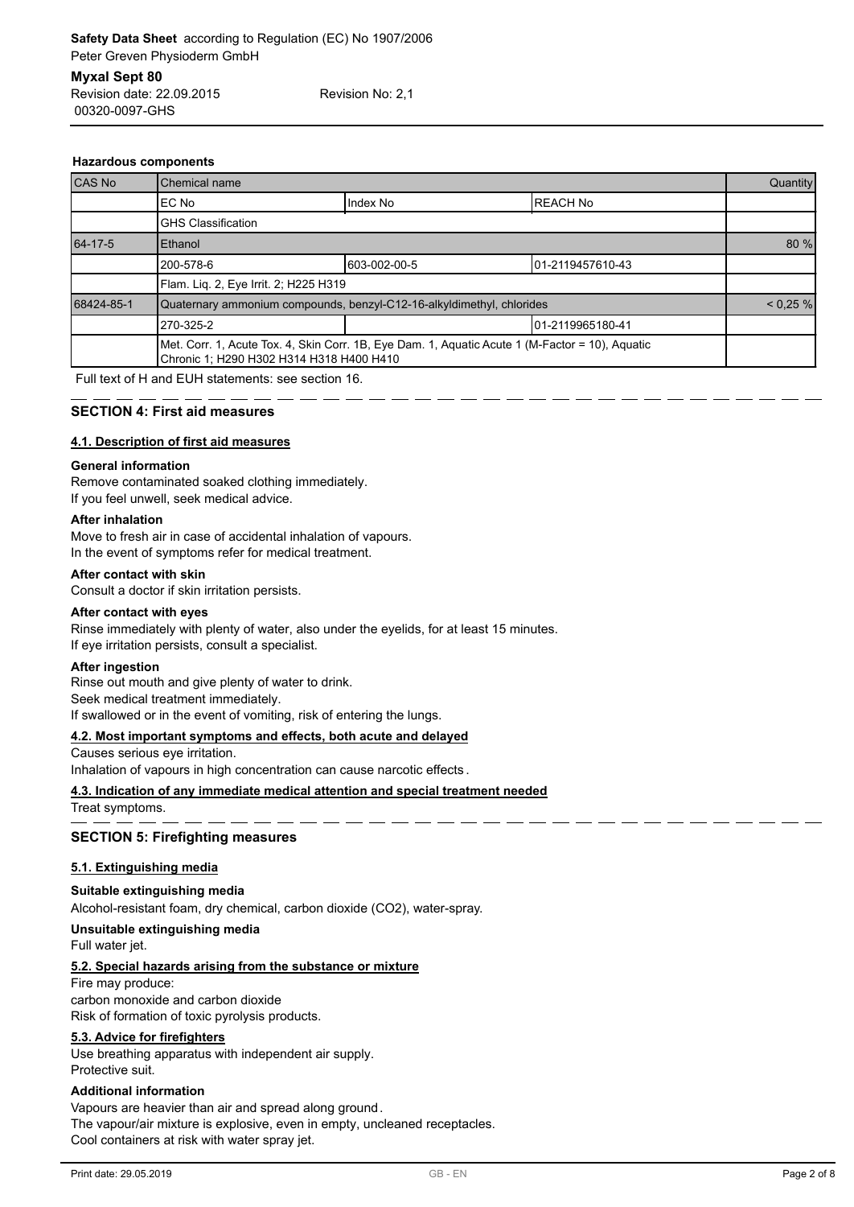**Hazardous components**

| CAS No | Chemical name | | | Quantity |
|---|---|---|---|---|
| | EC No | Index No | REACH No | |
| | GHS Classification | | | |
| 64-17-5 | Ethanol | | | 80 % |
| | 200-578-6 | 603-002-00-5 | 01-2119457610-43 | |
| | Flam. Liq. 2, Eye Irrit. 2; H225 H319 | | | |
| 68424-85-1 | Quaternary ammonium compounds, benzyl-C12-16-alkyldimethyl, chlorides | | | < 0,25 % |
| | 270-325-2 | | 01-2119965180-41 | |
| | Met. Corr. 1, Acute Tox. 4, Skin Corr. 1B, Eye Dam. 1, Aquatic Acute 1 (M-Factor = 10), Aquatic Chronic 1; H290 H302 H314 H318 H400 H410 | | | |

Full text of H and EUH statements: see section 16.

## SECTION 4: First aid measures

### 4.1. Description of first aid measures

**General information**

Remove contaminated soaked clothing immediately.
If you feel unwell, seek medical advice.

**After inhalation**

Move to fresh air in case of accidental inhalation of vapours.
In the event of symptoms refer for medical treatment.

**After contact with skin**

Consult a doctor if skin irritation persists.

**After contact with eyes**

Rinse immediately with plenty of water, also under the eyelids, for at least 15 minutes.
If eye irritation persists, consult a specialist.

**After ingestion**

Rinse out mouth and give plenty of water to drink.
Seek medical treatment immediately.
If swallowed or in the event of vomiting, risk of entering the lungs.

### 4.2. Most important symptoms and effects, both acute and delayed

Causes serious eye irritation.
Inhalation of vapours in high concentration can cause narcotic effects.

### 4.3. Indication of any immediate medical attention and special treatment needed

Treat symptoms.

## SECTION 5: Firefighting measures

### 5.1. Extinguishing media

**Suitable extinguishing media**

Alcohol-resistant foam, dry chemical, carbon dioxide ($CO_2$), water-spray.

**Unsuitable extinguishing media**

Full water jet.

### 5.2. Special hazards arising from the substance or mixture

Fire may produce:
carbon monoxide and carbon dioxide
Risk of formation of toxic pyrolysis products.

### 5.3. Advice for firefighters

Use breathing apparatus with independent air supply.
Protective suit.

**Additional information**

Vapours are heavier than air and spread along ground.
The vapour/air mixture is explosive, even in empty, uncleaned receptacles.
Cool containers at risk with water spray jet.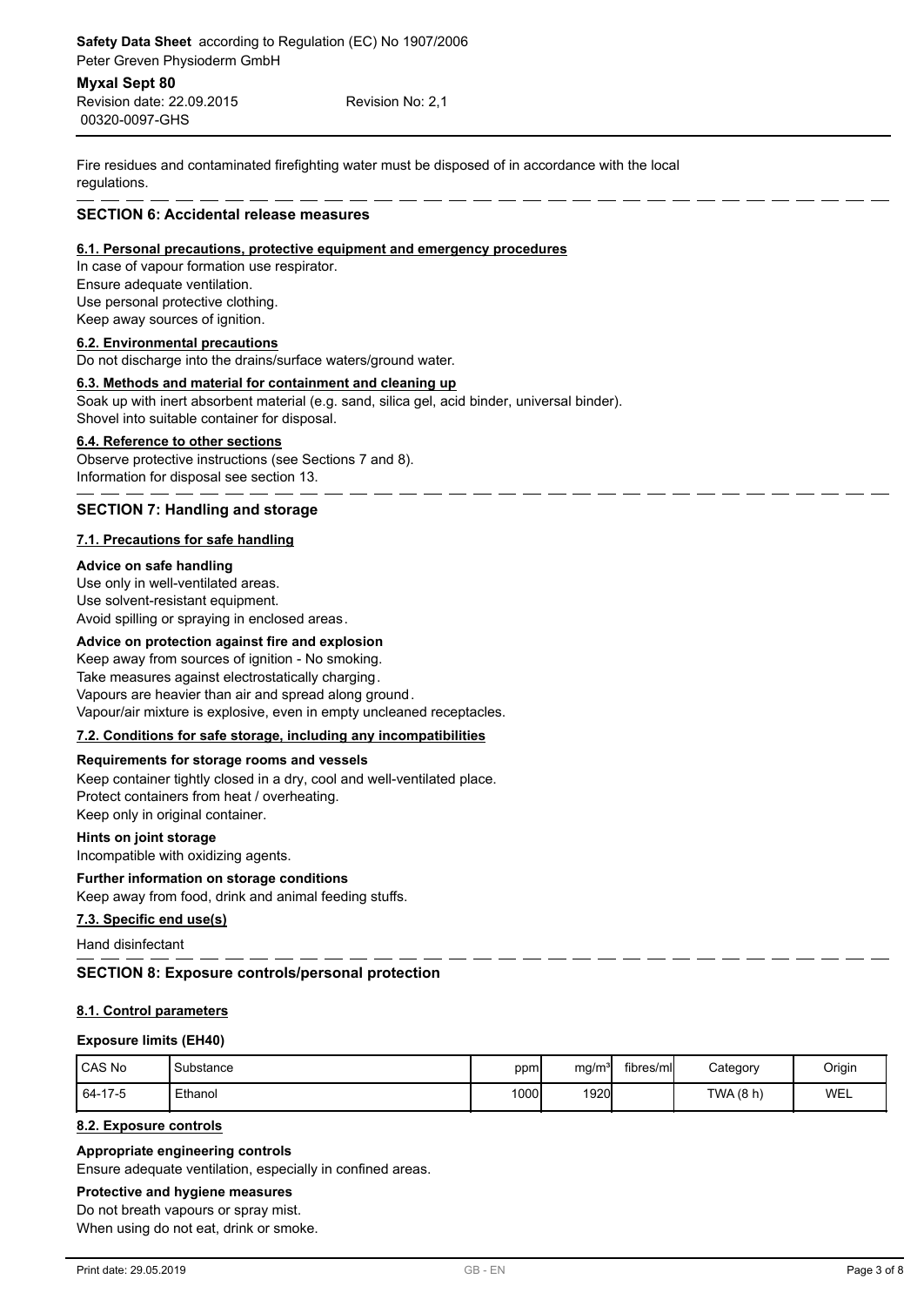Fire residues and contaminated firefighting water must be disposed of in accordance with the local regulations.

## SECTION 6: Accidental release measures

### 6.1. Personal precautions, protective equipment and emergency procedures

In case of vapour formation use respirator.
Ensure adequate ventilation.
Use personal protective clothing.
Keep away sources of ignition.

### 6.2. Environmental precautions

Do not discharge into the drains/surface waters/ground water.

### 6.3. Methods and material for containment and cleaning up

Soak up with inert absorbent material (e.g. sand, silica gel, acid binder, universal binder).
Shovel into suitable container for disposal.

### 6.4. Reference to other sections

Observe protective instructions (see Sections 7 and 8).
Information for disposal see section 13.

## SECTION 7: Handling and storage

### 7.1. Precautions for safe handling

**Advice on safe handling**

Use only in well-ventilated areas.
Use solvent-resistant equipment.
Avoid spilling or spraying in enclosed areas.

**Advice on protection against fire and explosion**

Keep away from sources of ignition - No smoking.
Take measures against electrostatically charging.
Vapours are heavier than air and spread along ground.
Vapour/air mixture is explosive, even in empty uncleaned receptacles.

### 7.2. Conditions for safe storage, including any incompatibilities

**Requirements for storage rooms and vessels**

Keep container tightly closed in a dry, cool and well-ventilated place.
Protect containers from heat / overheating.
Keep only in original container.

**Hints on joint storage**

Incompatible with oxidizing agents.

**Further information on storage conditions**

Keep away from food, drink and animal feeding stuffs.

### 7.3. Specific end use(s)

Hand disinfectant

## SECTION 8: Exposure controls/personal protection

### 8.1. Control parameters

**Exposure limits (EH40)**

| CAS No | Substance | ppm | mg/m³ | fibres/ml | Category | Origin |
|---|---|---|---|---|---|---|
| 64-17-5 | Ethanol | 1000 | 1920 | | TWA (8 h) | WEL |

### 8.2. Exposure controls

**Appropriate engineering controls**

Ensure adequate ventilation, especially in confined areas.

**Protective and hygiene measures**

Do not breath vapours or spray mist.
When using do not eat, drink or smoke.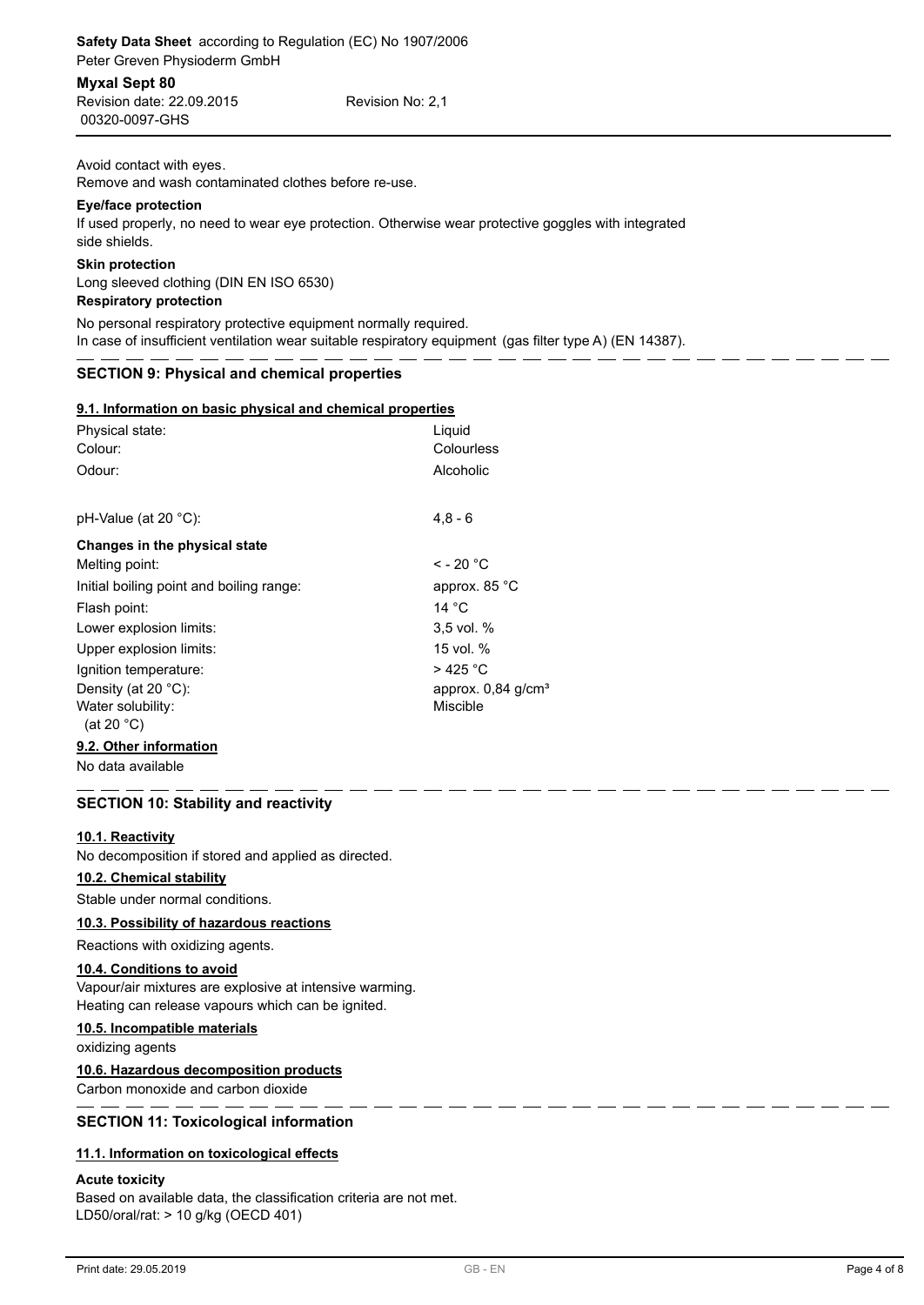Avoid contact with eyes.
Remove and wash contaminated clothes before re-use.

**Eye/face protection**

If used properly, no need to wear eye protection. Otherwise wear protective goggles with integrated side shields.

**Skin protection**

Long sleeved clothing (DIN EN ISO 6530)

**Respiratory protection**

No personal respiratory protective equipment normally required.
In case of insufficient ventilation wear suitable respiratory equipment (gas filter type A) (EN 14387).

## SECTION 9: Physical and chemical properties

### 9.1. Information on basic physical and chemical properties

| | |
|---|---|
| Physical state: | Liquid |
| Colour: | Colourless |
| Odour: | Alcoholic |
| pH-Value (at 20 °C): | 4,8 - 6 |

**Changes in the physical state**

| | |
|---|---|
| Melting point: | < - 20 °C |
| Initial boiling point and boiling range: | approx. 85 °C |
| Flash point: | 14 °C |
| Lower explosion limits: | 3,5 vol. % |
| Upper explosion limits: | 15 vol. % |
| Ignition temperature: | > 425 °C |
| Density (at 20 °C): | approx. 0,84 g/cm³ |
| Water solubility: (at 20 °C) | Miscible |

### 9.2. Other information

No data available

## SECTION 10: Stability and reactivity

### 10.1. Reactivity

No decomposition if stored and applied as directed.

### 10.2. Chemical stability

Stable under normal conditions.

### 10.3. Possibility of hazardous reactions

Reactions with oxidizing agents.

### 10.4. Conditions to avoid

Vapour/air mixtures are explosive at intensive warming.
Heating can release vapours which can be ignited.

### 10.5. Incompatible materials

oxidizing agents

### 10.6. Hazardous decomposition products

Carbon monoxide and carbon dioxide

## SECTION 11: Toxicological information

### 11.1. Information on toxicological effects

**Acute toxicity**

Based on available data, the classification criteria are not met.
LD50/oral/rat: > 10 g/kg (OECD 401)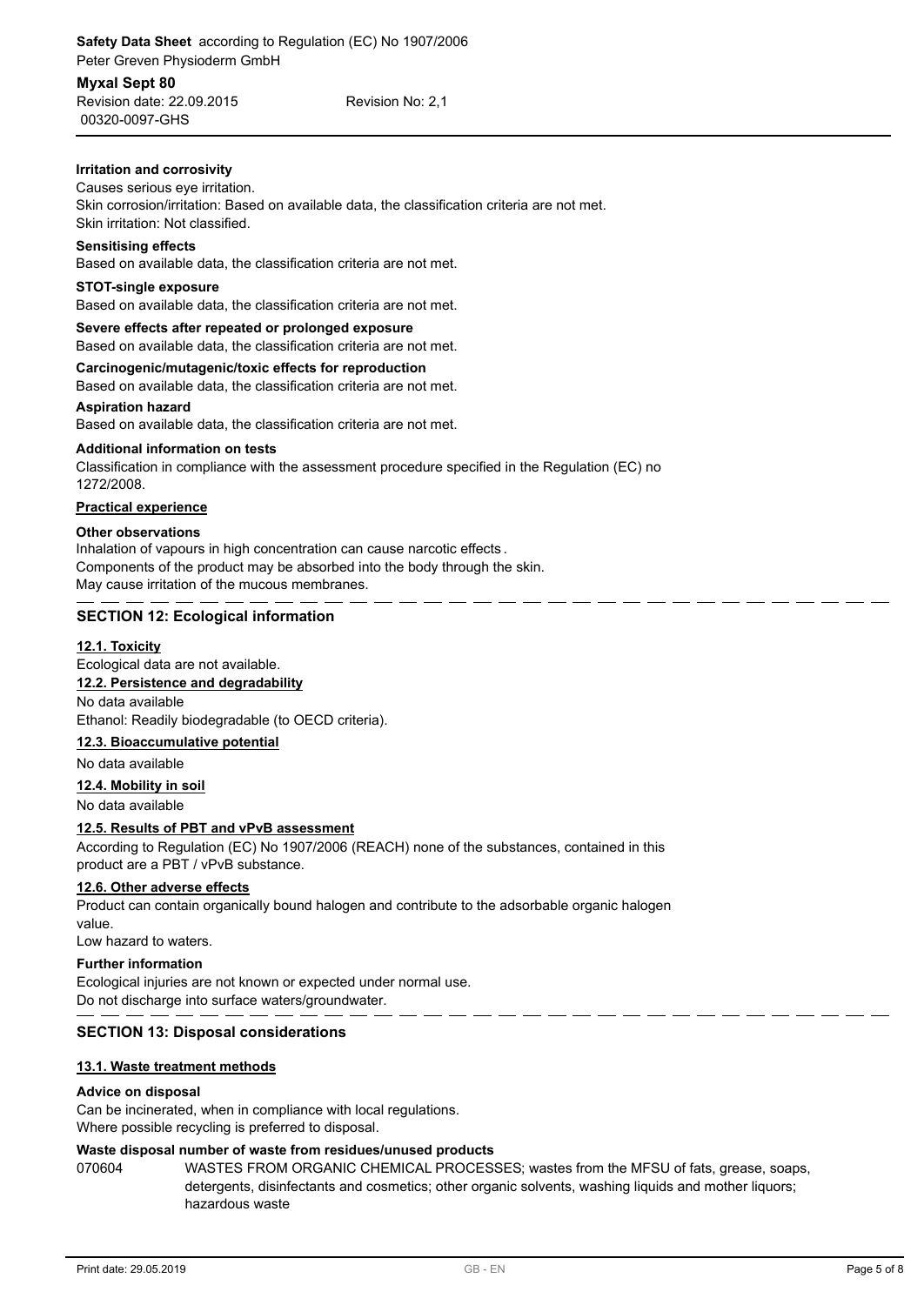**Irritation and corrosivity**

Causes serious eye irritation.
Skin corrosion/irritation: Based on available data, the classification criteria are not met.
Skin irritation: Not classified.

**Sensitising effects**

Based on available data, the classification criteria are not met.

**STOT-single exposure**

Based on available data, the classification criteria are not met.

**Severe effects after repeated or prolonged exposure**

Based on available data, the classification criteria are not met.

**Carcinogenic/mutagenic/toxic effects for reproduction**

Based on available data, the classification criteria are not met.

**Aspiration hazard**

Based on available data, the classification criteria are not met.

**Additional information on tests**

Classification in compliance with the assessment procedure specified in the Regulation (EC) no 1272/2008.

**Practical experience**

**Other observations**

Inhalation of vapours in high concentration can cause narcotic effects.
Components of the product may be absorbed into the body through the skin.
May cause irritation of the mucous membranes.

## SECTION 12: Ecological information

### 12.1. Toxicity

Ecological data are not available.

### 12.2. Persistence and degradability

No data available
Ethanol: Readily biodegradable (to OECD criteria).

### 12.3. Bioaccumulative potential

No data available

### 12.4. Mobility in soil

No data available

### 12.5. Results of PBT and vPvB assessment

According to Regulation (EC) No 1907/2006 (REACH) none of the substances, contained in this product are a PBT / vPvB substance.

### 12.6. Other adverse effects

Product can contain organically bound halogen and contribute to the adsorbable organic halogen value.
Low hazard to waters.

**Further information**

Ecological injuries are not known or expected under normal use.
Do not discharge into surface waters/groundwater.

## SECTION 13: Disposal considerations

### 13.1. Waste treatment methods

**Advice on disposal**

Can be incinerated, when in compliance with local regulations.
Where possible recycling is preferred to disposal.

**Waste disposal number of waste from residues/unused products**

070604 WASTES FROM ORGANIC CHEMICAL PROCESSES; wastes from the MFSU of fats, grease, soaps, detergents, disinfectants and cosmetics; other organic solvents, washing liquids and mother liquors; hazardous waste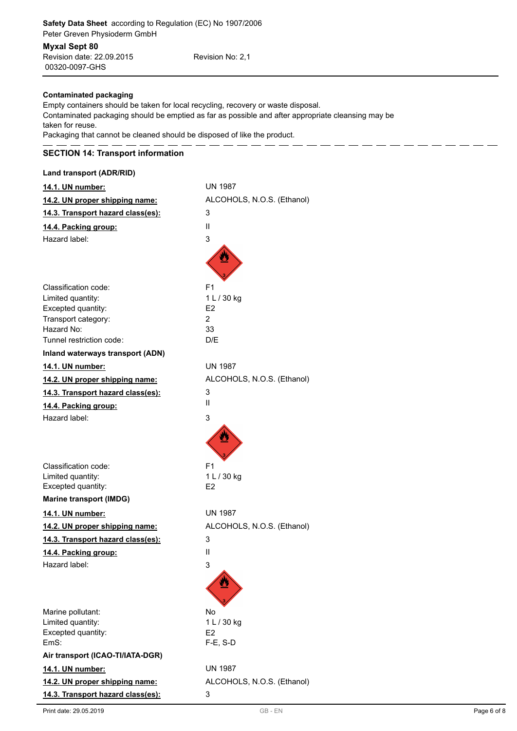**Contaminated packaging**

Empty containers should be taken for local recycling, recovery or waste disposal.
Contaminated packaging should be emptied as far as possible and after appropriate cleansing may be taken for reuse.
Packaging that cannot be cleaned should be disposed of like the product.

## SECTION 14: Transport information

**Land transport (ADR/RID)**

| | |
|---|---|
| **14.1. UN number:** | UN 1987 |
| **14.2. UN proper shipping name:** | ALCOHOLS, N.O.S. (Ethanol) |
| **14.3. Transport hazard class(es):** | 3 |
| **14.4. Packing group:** | II |
| Hazard label: | 3 |
| Classification code: | F1 |
| Limited quantity: | 1 L / 30 kg |
| Excepted quantity: | E2 |
| Transport category: | 2 |
| Hazard No: | 33 |
| Tunnel restriction code: | D/E |

**Inland waterways transport (ADN)**

| | |
|---|---|
| **14.1. UN number:** | UN 1987 |
| **14.2. UN proper shipping name:** | ALCOHOLS, N.O.S. (Ethanol) |
| **14.3. Transport hazard class(es):** | 3 |
| **14.4. Packing group:** | II |
| Hazard label: | 3 |
| Classification code: | F1 |
| Limited quantity: | 1 L / 30 kg |
| Excepted quantity: | E2 |

**Marine transport (IMDG)**

| | |
|---|---|
| **14.1. UN number:** | UN 1987 |
| **14.2. UN proper shipping name:** | ALCOHOLS, N.O.S. (Ethanol) |
| **14.3. Transport hazard class(es):** | 3 |
| **14.4. Packing group:** | II |
| Hazard label: | 3 |
| Marine pollutant: | No |
| Limited quantity: | 1 L / 30 kg |
| Excepted quantity: | E2 |
| EmS: | F-E, S-D |

**Air transport (ICAO-TI/IATA-DGR)**

| | |
|---|---|
| **14.1. UN number:** | UN 1987 |
| **14.2. UN proper shipping name:** | ALCOHOLS, N.O.S. (Ethanol) |
| **14.3. Transport hazard class(es):** | 3 |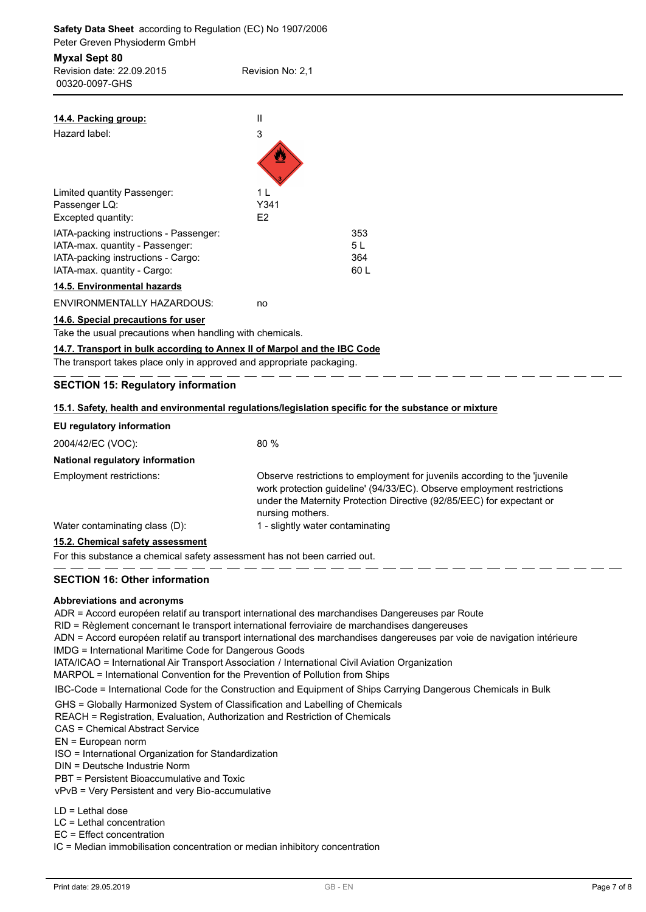**14.4. Packing group:** II

Hazard label: 3

| | | |
|---|---|---|
| Limited quantity Passenger: | 1 L | |
| Passenger LQ: | Y341 | |
| Excepted quantity: | E2 | |
| IATA-packing instructions - Passenger: | | 353 |
| IATA-max. quantity - Passenger: | | 5 L |
| IATA-packing instructions - Cargo: | | 364 |
| IATA-max. quantity - Cargo: | | 60 L |

**14.5. Environmental hazards**

ENVIRONMENTALLY HAZARDOUS: no

**14.6. Special precautions for user**

Take the usual precautions when handling with chemicals.

**14.7. Transport in bulk according to Annex II of Marpol and the IBC Code**

The transport takes place only in approved and appropriate packaging.

## SECTION 15: Regulatory information

**15.1. Safety, health and environmental regulations/legislation specific for the substance or mixture**

**EU regulatory information**

2004/42/EC (VOC): 80 %

**National regulatory information**

Employment restrictions: Observe restrictions to employment for juvenils according to the 'juvenile work protection guideline' (94/33/EC). Observe employment restrictions under the Maternity Protection Directive (92/85/EEC) for expectant or nursing mothers.

Water contaminating class (D): 1 - slightly water contaminating

**15.2. Chemical safety assessment**

For this substance a chemical safety assessment has not been carried out.

## SECTION 16: Other information

**Abbreviations and acronyms**

ADR = Accord européen relatif au transport international des marchandises Dangereuses par Route
RID = Règlement concernant le transport international ferroviaire de marchandises dangereuses
ADN = Accord européen relatif au transport international des marchandises dangereuses par voie de navigation intérieure
IMDG = International Maritime Code for Dangerous Goods
IATA/ICAO = International Air Transport Association / International Civil Aviation Organization
MARPOL = International Convention for the Prevention of Pollution from Ships
IBC-Code = International Code for the Construction and Equipment of Ships Carrying Dangerous Chemicals in Bulk
GHS = Globally Harmonized System of Classification and Labelling of Chemicals
REACH = Registration, Evaluation, Authorization and Restriction of Chemicals
CAS = Chemical Abstract Service
EN = European norm
ISO = International Organization for Standardization
DIN = Deutsche Industrie Norm
PBT = Persistent Bioaccumulative and Toxic
vPvB = Very Persistent and very Bio-accumulative

LD = Lethal dose
LC = Lethal concentration
EC = Effect concentration
IC = Median immobilisation concentration or median inhibitory concentration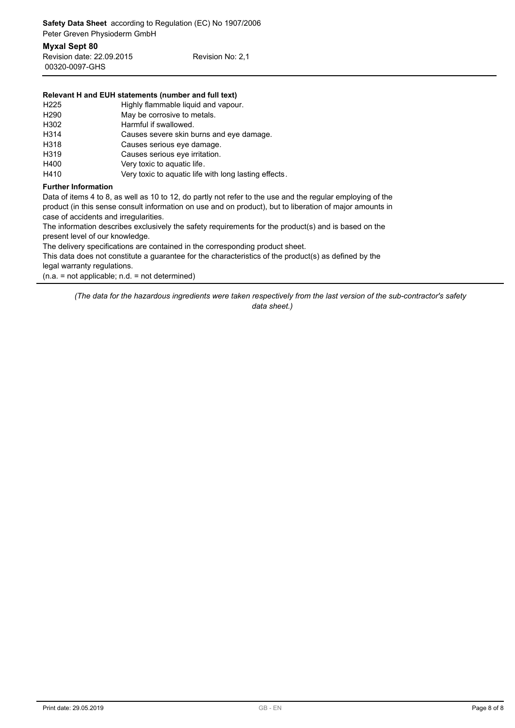**Relevant H and EUH statements (number and full text)**

| | |
|---|---|
| H225 | Highly flammable liquid and vapour. |
| H290 | May be corrosive to metals. |
| H302 | Harmful if swallowed. |
| H314 | Causes severe skin burns and eye damage. |
| H318 | Causes serious eye damage. |
| H319 | Causes serious eye irritation. |
| H400 | Very toxic to aquatic life. |
| H410 | Very toxic to aquatic life with long lasting effects. |

**Further Information**

Data of items 4 to 8, as well as 10 to 12, do partly not refer to the use and the regular employing of the product (in this sense consult information on use and on product), but to liberation of major amounts in case of accidents and irregularities.

The information describes exclusively the safety requirements for the product(s) and is based on the present level of our knowledge.

The delivery specifications are contained in the corresponding product sheet.

This data does not constitute a guarantee for the characteristics of the product(s) as defined by the legal warranty regulations.

(n.a. = not applicable; n.d. = not determined)

*(The data for the hazardous ingredients were taken respectively from the last version of the sub-contractor's safety data sheet.)*